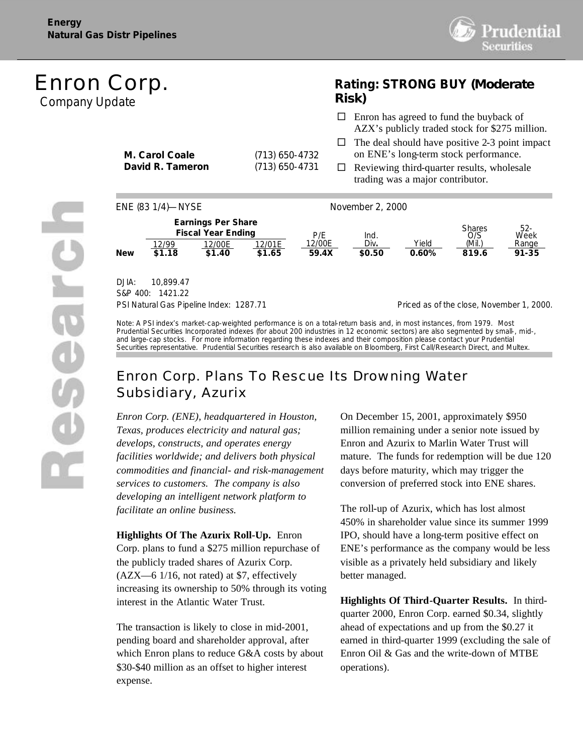Energy
Natural Gas Distr Pipelines

# Enron Corp.

Company Update

**M. Carol Coale** (713) 650-4732
**David R. Tameron** (713) 650-4731

## Rating: STRONG BUY (Moderate Risk)

- Enron has agreed to fund the buyback of AZX's publicly traded stock for $275 million.
- The deal should have positive 2-3 point impact on ENE's long-term stock performance.
- Reviewing third-quarter results, wholesale trading was a major contributor.

ENE (83 1/4)—NYSE November 2, 2000

| | Earnings Per Share Fiscal Year Ending | | | | | | | |
|---|---|---|---|---|---|---|---|---|
| | 12/99 | 12/00E | 12/01E | P/E 12/00E | Ind. Div. | Yield | Shares O/S (Mil.) | 52-Week Range |
| **New** | **$1.18** | **$1.40** | **$1.65** | **59.4X** | **$0.50** | **0.60%** | **819.6** | **91-35** |

DJIA: 10,899.47
S&P 400: 1421.22
PSI Natural Gas Pipeline Index: 1287.71

Priced as of the close, November 1, 2000.

Note: A PSI index's market-cap-weighted performance is on a total-return basis and, in most instances, from 1979. Most Prudential Securities Incorporated indexes (for about 200 industries in 12 economic sectors) are also segmented by small-, mid-, and large-cap stocks. For more information regarding these indexes and their composition please contact your Prudential Securities representative. Prudential Securities research is also available on Bloomberg, First Call/Research Direct, and Multex.

## Enron Corp. Plans To Rescue Its Drowning Water Subsidiary, Azurix

*Enron Corp. (ENE), headquartered in Houston, Texas, produces electricity and natural gas; develops, constructs, and operates energy facilities worldwide; and delivers both physical commodities and financial- and risk-management services to customers. The company is also developing an intelligent network platform to facilitate an online business.*

**Highlights Of The Azurix Roll-Up.** Enron Corp. plans to fund a $275 million repurchase of the publicly traded shares of Azurix Corp. (AZX—6 1/16, not rated) at $7, effectively increasing its ownership to 50% through its voting interest in the Atlantic Water Trust.

The transaction is likely to close in mid-2001, pending board and shareholder approval, after which Enron plans to reduce G&A costs by about $30-$40 million as an offset to higher interest expense.

On December 15, 2001, approximately $950 million remaining under a senior note issued by Enron and Azurix to Marlin Water Trust will mature. The funds for redemption will be due 120 days before maturity, which may trigger the conversion of preferred stock into ENE shares.

The roll-up of Azurix, which has lost almost 450% in shareholder value since its summer 1999 IPO, should have a long-term positive effect on ENE's performance as the company would be less visible as a privately held subsidiary and likely better managed.

**Highlights Of Third-Quarter Results.** In third-quarter 2000, Enron Corp. earned $0.34, slightly ahead of expectations and up from the $0.27 it earned in third-quarter 1999 (excluding the sale of Enron Oil & Gas and the write-down of MTBE operations).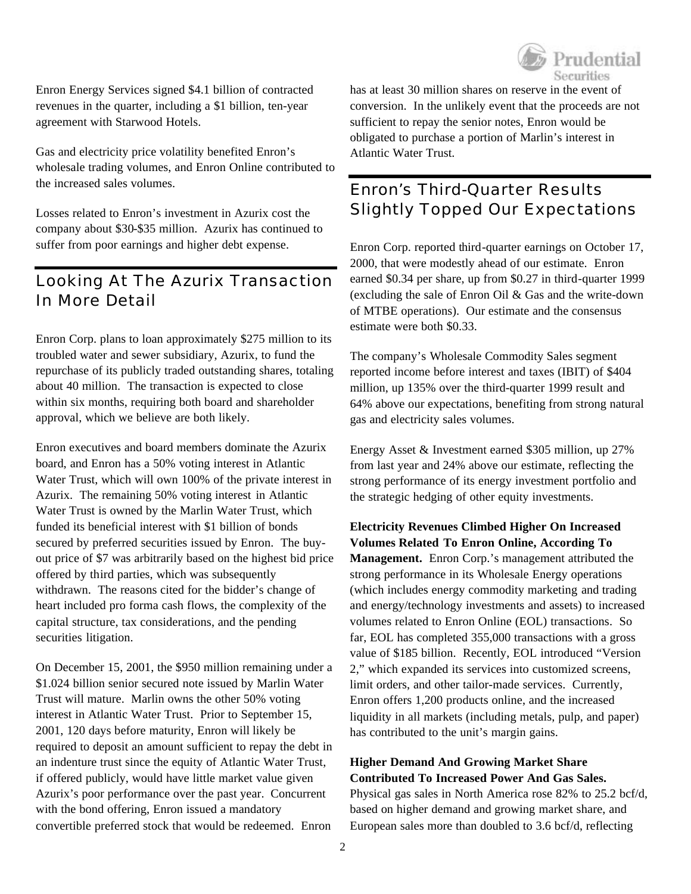Enron Energy Services signed $4.1 billion of contracted revenues in the quarter, including a $1 billion, ten-year agreement with Starwood Hotels.

Gas and electricity price volatility benefited Enron's wholesale trading volumes, and Enron Online contributed to the increased sales volumes.

Losses related to Enron's investment in Azurix cost the company about $30-$35 million. Azurix has continued to suffer from poor earnings and higher debt expense.

## Looking At The Azurix Transaction In More Detail

Enron Corp. plans to loan approximately $275 million to its troubled water and sewer subsidiary, Azurix, to fund the repurchase of its publicly traded outstanding shares, totaling about 40 million. The transaction is expected to close within six months, requiring both board and shareholder approval, which we believe are both likely.

Enron executives and board members dominate the Azurix board, and Enron has a 50% voting interest in Atlantic Water Trust, which will own 100% of the private interest in Azurix. The remaining 50% voting interest in Atlantic Water Trust is owned by the Marlin Water Trust, which funded its beneficial interest with $1 billion of bonds secured by preferred securities issued by Enron. The buy-out price of $7 was arbitrarily based on the highest bid price offered by third parties, which was subsequently withdrawn. The reasons cited for the bidder's change of heart included pro forma cash flows, the complexity of the capital structure, tax considerations, and the pending securities litigation.

On December 15, 2001, the $950 million remaining under a $1.024 billion senior secured note issued by Marlin Water Trust will mature. Marlin owns the other 50% voting interest in Atlantic Water Trust. Prior to September 15, 2001, 120 days before maturity, Enron will likely be required to deposit an amount sufficient to repay the debt in an indenture trust since the equity of Atlantic Water Trust, if offered publicly, would have little market value given Azurix's poor performance over the past year. Concurrent with the bond offering, Enron issued a mandatory convertible preferred stock that would be redeemed. Enron has at least 30 million shares on reserve in the event of conversion. In the unlikely event that the proceeds are not sufficient to repay the senior notes, Enron would be obligated to purchase a portion of Marlin's interest in Atlantic Water Trust.

## Enron's Third-Quarter Results Slightly Topped Our Expectations

Enron Corp. reported third-quarter earnings on October 17, 2000, that were modestly ahead of our estimate. Enron earned $0.34 per share, up from $0.27 in third-quarter 1999 (excluding the sale of Enron Oil & Gas and the write-down of MTBE operations). Our estimate and the consensus estimate were both $0.33.

The company's Wholesale Commodity Sales segment reported income before interest and taxes (IBIT) of $404 million, up 135% over the third-quarter 1999 result and 64% above our expectations, benefiting from strong natural gas and electricity sales volumes.

Energy Asset & Investment earned $305 million, up 27% from last year and 24% above our estimate, reflecting the strong performance of its energy investment portfolio and the strategic hedging of other equity investments.

**Electricity Revenues Climbed Higher On Increased Volumes Related To Enron Online, According To Management.** Enron Corp.'s management attributed the strong performance in its Wholesale Energy operations (which includes energy commodity marketing and trading and energy/technology investments and assets) to increased volumes related to Enron Online (EOL) transactions. So far, EOL has completed 355,000 transactions with a gross value of $185 billion. Recently, EOL introduced "Version 2," which expanded its services into customized screens, limit orders, and other tailor-made services. Currently, Enron offers 1,200 products online, and the increased liquidity in all markets (including metals, pulp, and paper) has contributed to the unit's margin gains.

**Higher Demand And Growing Market Share Contributed To Increased Power And Gas Sales.** Physical gas sales in North America rose 82% to 25.2 bcf/d, based on higher demand and growing market share, and European sales more than doubled to 3.6 bcf/d, reflecting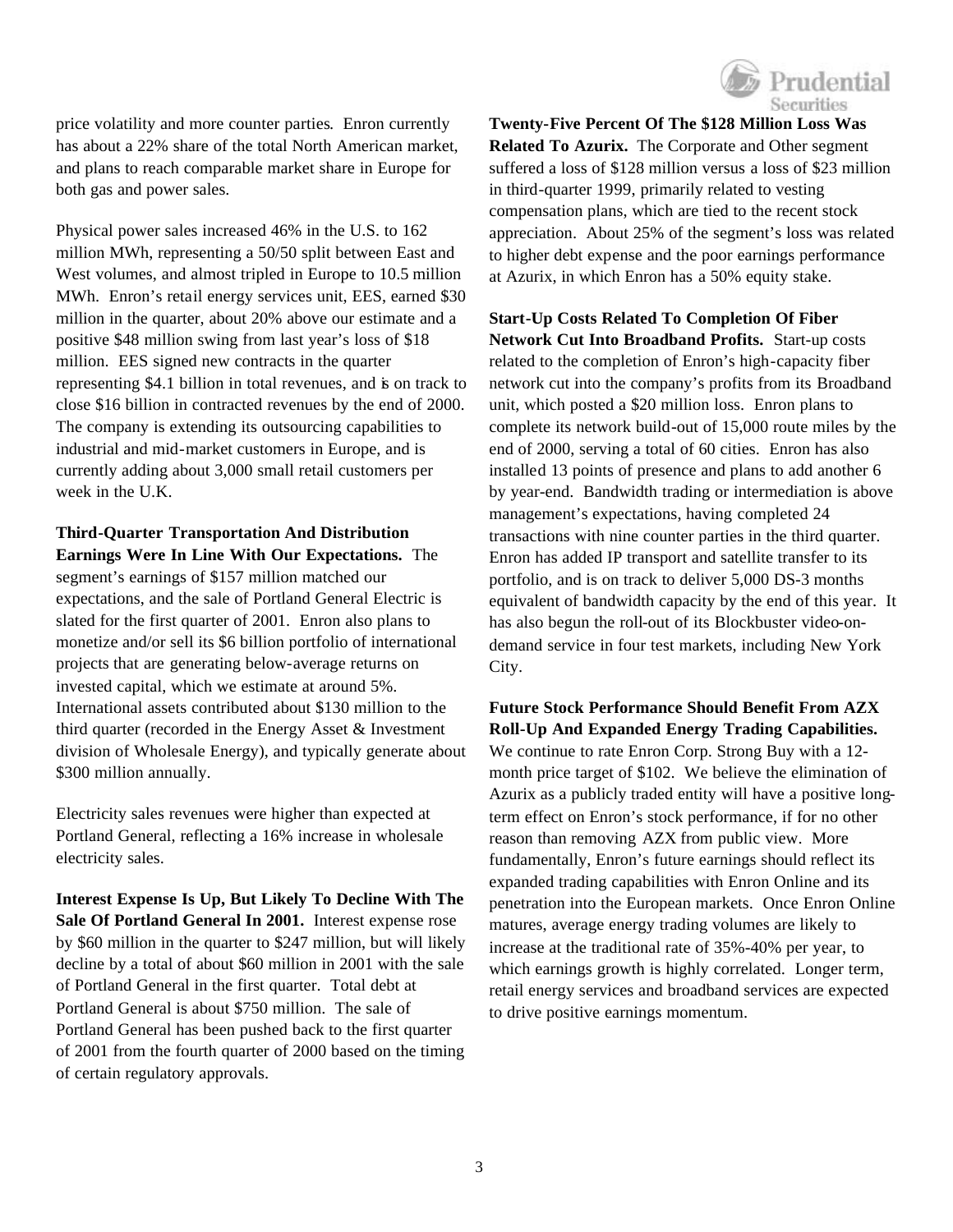price volatility and more counter parties. Enron currently has about a 22% share of the total North American market, and plans to reach comparable market share in Europe for both gas and power sales.

Physical power sales increased 46% in the U.S. to 162 million MWh, representing a 50/50 split between East and West volumes, and almost tripled in Europe to 10.5 million MWh. Enron's retail energy services unit, EES, earned $30 million in the quarter, about 20% above our estimate and a positive $48 million swing from last year's loss of $18 million. EES signed new contracts in the quarter representing $4.1 billion in total revenues, and is on track to close $16 billion in contracted revenues by the end of 2000. The company is extending its outsourcing capabilities to industrial and mid-market customers in Europe, and is currently adding about 3,000 small retail customers per week in the U.K.

**Third-Quarter Transportation And Distribution Earnings Were In Line With Our Expectations.** The segment's earnings of $157 million matched our expectations, and the sale of Portland General Electric is slated for the first quarter of 2001. Enron also plans to monetize and/or sell its $6 billion portfolio of international projects that are generating below-average returns on invested capital, which we estimate at around 5%. International assets contributed about $130 million to the third quarter (recorded in the Energy Asset & Investment division of Wholesale Energy), and typically generate about $300 million annually.

Electricity sales revenues were higher than expected at Portland General, reflecting a 16% increase in wholesale electricity sales.

**Interest Expense Is Up, But Likely To Decline With The Sale Of Portland General In 2001.** Interest expense rose by $60 million in the quarter to $247 million, but will likely decline by a total of about $60 million in 2001 with the sale of Portland General in the first quarter. Total debt at Portland General is about $750 million. The sale of Portland General has been pushed back to the first quarter of 2001 from the fourth quarter of 2000 based on the timing of certain regulatory approvals.

**Twenty-Five Percent Of The $128 Million Loss Was Related To Azurix.** The Corporate and Other segment suffered a loss of $128 million versus a loss of $23 million in third-quarter 1999, primarily related to vesting compensation plans, which are tied to the recent stock appreciation. About 25% of the segment's loss was related to higher debt expense and the poor earnings performance at Azurix, in which Enron has a 50% equity stake.

**Start-Up Costs Related To Completion Of Fiber Network Cut Into Broadband Profits.** Start-up costs related to the completion of Enron's high-capacity fiber network cut into the company's profits from its Broadband unit, which posted a $20 million loss. Enron plans to complete its network build-out of 15,000 route miles by the end of 2000, serving a total of 60 cities. Enron has also installed 13 points of presence and plans to add another 6 by year-end. Bandwidth trading or intermediation is above management's expectations, having completed 24 transactions with nine counter parties in the third quarter. Enron has added IP transport and satellite transfer to its portfolio, and is on track to deliver 5,000 DS-3 months equivalent of bandwidth capacity by the end of this year. It has also begun the roll-out of its Blockbuster video-on-demand service in four test markets, including New York City.

**Future Stock Performance Should Benefit From AZX Roll-Up And Expanded Energy Trading Capabilities.** We continue to rate Enron Corp. Strong Buy with a 12-month price target of $102. We believe the elimination of Azurix as a publicly traded entity will have a positive long-term effect on Enron's stock performance, if for no other reason than removing AZX from public view. More fundamentally, Enron's future earnings should reflect its expanded trading capabilities with Enron Online and its penetration into the European markets. Once Enron Online matures, average energy trading volumes are likely to increase at the traditional rate of 35%-40% per year, to which earnings growth is highly correlated. Longer term, retail energy services and broadband services are expected to drive positive earnings momentum.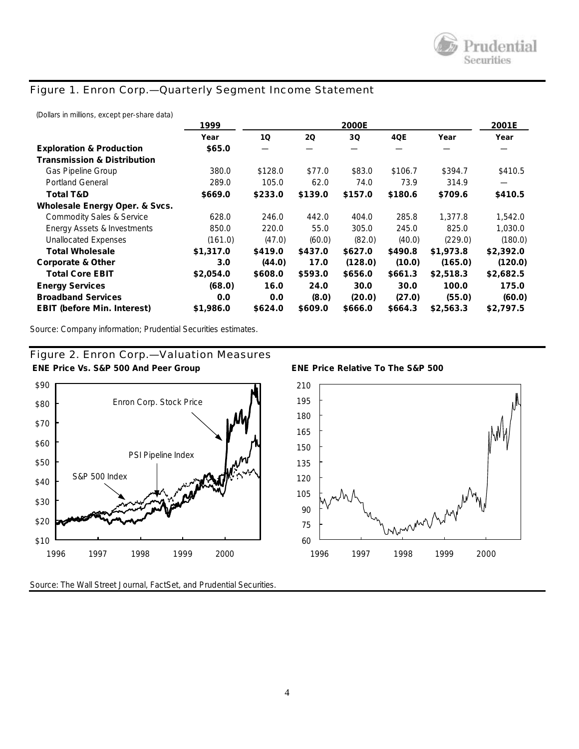## Figure 1. Enron Corp.—Quarterly Segment Income Statement

(Dollars in millions, except per-share data)

| | 1999 | 2000E | | | | | 2001E |
|---|---|---|---|---|---|---|---|
| | Year | 1Q | 2Q | 3Q | 4QE | Year | Year |
| **Exploration & Production** | **$65.0** | — | — | — | — | — | — |
| **Transmission & Distribution** | | | | | | | |
| Gas Pipeline Group | 380.0 | $128.0 | $77.0 | $83.0 | $106.7 | $394.7 | $410.5 |
| Portland General | 289.0 | 105.0 | 62.0 | 74.0 | 73.9 | 314.9 | — |
| **Total T&D** | **$669.0** | **$233.0** | **$139.0** | **$157.0** | **$180.6** | **$709.6** | **$410.5** |
| **Wholesale Energy Oper. & Svcs.** | | | | | | | |
| Commodity Sales & Service | 628.0 | 246.0 | 442.0 | 404.0 | 285.8 | 1,377.8 | 1,542.0 |
| Energy Assets & Investments | 850.0 | 220.0 | 55.0 | 305.0 | 245.0 | 825.0 | 1,030.0 |
| Unallocated Expenses | (161.0) | (47.0) | (60.0) | (82.0) | (40.0) | (229.0) | (180.0) |
| **Total Wholesale** | **$1,317.0** | **$419.0** | **$437.0** | **$627.0** | **$490.8** | **$1,973.8** | **$2,392.0** |
| **Corporate & Other** | **3.0** | **(44.0)** | **17.0** | **(128.0)** | **(10.0)** | **(165.0)** | **(120.0)** |
| **Total Core EBIT** | **$2,054.0** | **$608.0** | **$593.0** | **$656.0** | **$661.3** | **$2,518.3** | **$2,682.5** |
| **Energy Services** | **(68.0)** | **16.0** | **24.0** | **30.0** | **30.0** | **100.0** | **175.0** |
| **Broadband Services** | **0.0** | **0.0** | **(8.0)** | **(20.0)** | **(27.0)** | **(55.0)** | **(60.0)** |
| **EBIT (before Min. Interest)** | **$1,986.0** | **$624.0** | **$609.0** | **$666.0** | **$664.3** | **$2,563.3** | **$2,797.5** |

Source: Company information; Prudential Securities estimates.

## Figure 2. Enron Corp.—Valuation Measures

**ENE Price Vs. S&P 500 And Peer Group**

**ENE Price Relative To The S&P 500**

Source: The Wall Street Journal, FactSet, and Prudential Securities.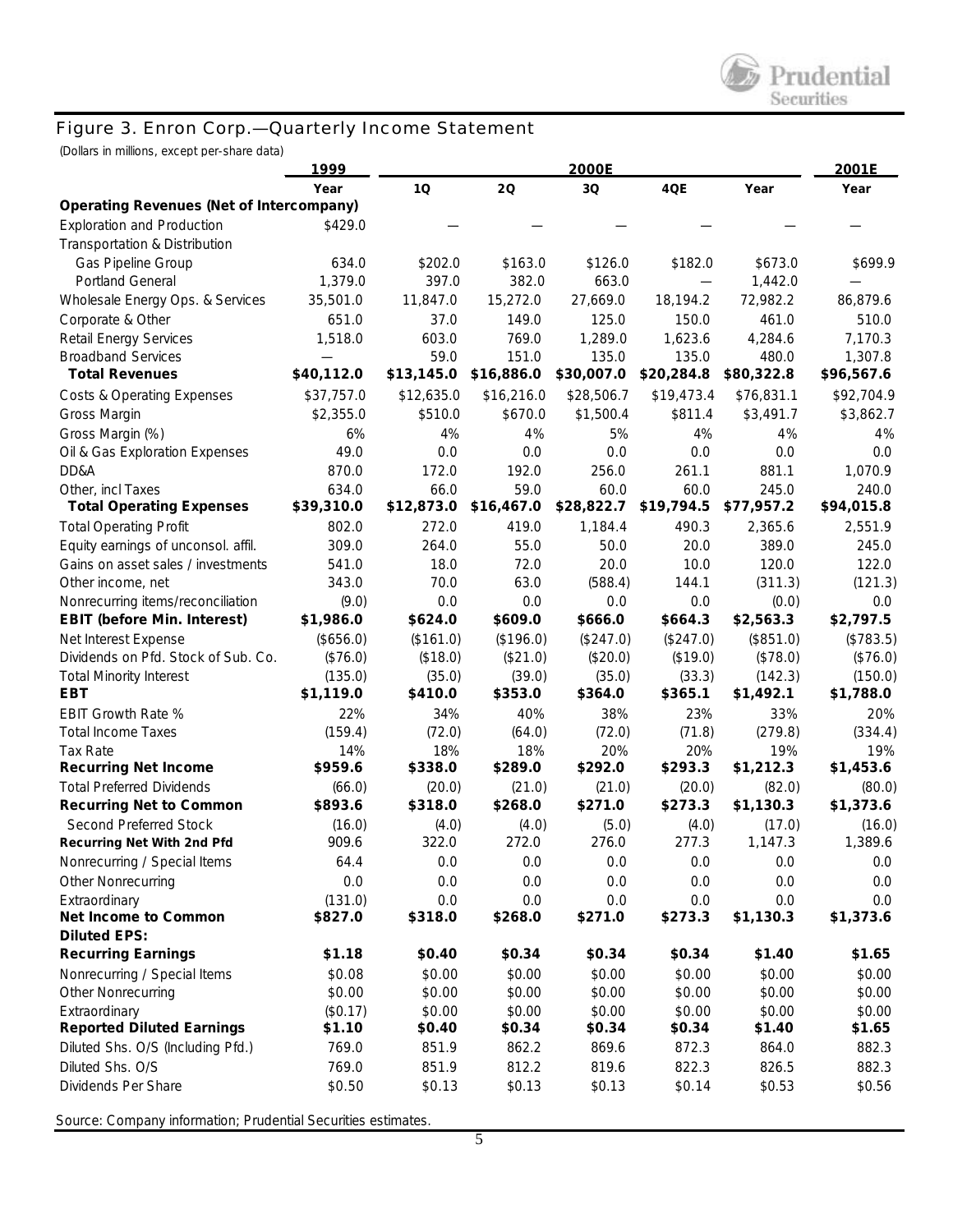## Figure 3. Enron Corp.—Quarterly Income Statement

(Dollars in millions, except per-share data)

| | 1999 | 2000E | | | | | 2001E |
|---|---|---|---|---|---|---|---|
| | Year | 1Q | 2Q | 3Q | 4QE | Year | Year |
| **Operating Revenues (Net of Intercompany)** | | | | | | | |
| Exploration and Production | $429.0 | — | — | — | — | — | — |
| Transportation & Distribution | | | | | | | |
| Gas Pipeline Group | 634.0 | $202.0 | $163.0 | $126.0 | $182.0 | $673.0 | $699.9 |
| Portland General | 1,379.0 | 397.0 | 382.0 | 663.0 | — | 1,442.0 | — |
| Wholesale Energy Ops. & Services | 35,501.0 | 11,847.0 | 15,272.0 | 27,669.0 | 18,194.2 | 72,982.2 | 86,879.6 |
| Corporate & Other | 651.0 | 37.0 | 149.0 | 125.0 | 150.0 | 461.0 | 510.0 |
| Retail Energy Services | 1,518.0 | 603.0 | 769.0 | 1,289.0 | 1,623.6 | 4,284.6 | 7,170.3 |
| Broadband Services | — | 59.0 | 151.0 | 135.0 | 135.0 | 480.0 | 1,307.8 |
| **Total Revenues** | **$40,112.0** | **$13,145.0** | **$16,886.0** | **$30,007.0** | **$20,284.8** | **$80,322.8** | **$96,567.6** |
| Costs & Operating Expenses | $37,757.0 | $12,635.0 | $16,216.0 | $28,506.7 | $19,473.4 | $76,831.1 | $92,704.9 |
| Gross Margin | $2,355.0 | $510.0 | $670.0 | $1,500.4 | $811.4 | $3,491.7 | $3,862.7 |
| Gross Margin (%) | 6% | 4% | 4% | 5% | 4% | 4% | 4% |
| Oil & Gas Exploration Expenses | 49.0 | 0.0 | 0.0 | 0.0 | 0.0 | 0.0 | 0.0 |
| DD&A | 870.0 | 172.0 | 192.0 | 256.0 | 261.1 | 881.1 | 1,070.9 |
| Other, incl Taxes | 634.0 | 66.0 | 59.0 | 60.0 | 60.0 | 245.0 | 240.0 |
| **Total Operating Expenses** | **$39,310.0** | **$12,873.0** | **$16,467.0** | **$28,822.7** | **$19,794.5** | **$77,957.2** | **$94,015.8** |
| Total Operating Profit | 802.0 | 272.0 | 419.0 | 1,184.4 | 490.3 | 2,365.6 | 2,551.9 |
| Equity earnings of unconsol. affil. | 309.0 | 264.0 | 55.0 | 50.0 | 20.0 | 389.0 | 245.0 |
| Gains on asset sales / investments | 541.0 | 18.0 | 72.0 | 20.0 | 10.0 | 120.0 | 122.0 |
| Other income, net | 343.0 | 70.0 | 63.0 | (588.4) | 144.1 | (311.3) | (121.3) |
| Nonrecurring items/reconciliation | (9.0) | 0.0 | 0.0 | 0.0 | 0.0 | (0.0) | 0.0 |
| **EBIT (before Min. Interest)** | **$1,986.0** | **$624.0** | **$609.0** | **$666.0** | **$664.3** | **$2,563.3** | **$2,797.5** |
| Net Interest Expense | ($656.0) | ($161.0) | ($196.0) | ($247.0) | ($247.0) | ($851.0) | ($783.5) |
| Dividends on Pfd. Stock of Sub. Co. | ($76.0) | ($18.0) | ($21.0) | ($20.0) | ($19.0) | ($78.0) | ($76.0) |
| Total Minority Interest | (135.0) | (35.0) | (39.0) | (35.0) | (33.3) | (142.3) | (150.0) |
| **EBT** | **$1,119.0** | **$410.0** | **$353.0** | **$364.0** | **$365.1** | **$1,492.1** | **$1,788.0** |
| EBIT Growth Rate % | 22% | 34% | 40% | 38% | 23% | 33% | 20% |
| Total Income Taxes | (159.4) | (72.0) | (64.0) | (72.0) | (71.8) | (279.8) | (334.4) |
| Tax Rate | 14% | 18% | 18% | 20% | 20% | 19% | 19% |
| **Recurring Net Income** | **$959.6** | **$338.0** | **$289.0** | **$292.0** | **$293.3** | **$1,212.3** | **$1,453.6** |
| Total Preferred Dividends | (66.0) | (20.0) | (21.0) | (21.0) | (20.0) | (82.0) | (80.0) |
| **Recurring Net to Common** | **$893.6** | **$318.0** | **$268.0** | **$271.0** | **$273.3** | **$1,130.3** | **$1,373.6** |
| Second Preferred Stock | (16.0) | (4.0) | (4.0) | (5.0) | (4.0) | (17.0) | (16.0) |
| **Recurring Net With 2nd Pfd** | 909.6 | 322.0 | 272.0 | 276.0 | 277.3 | 1,147.3 | 1,389.6 |
| Nonrecurring / Special Items | 64.4 | 0.0 | 0.0 | 0.0 | 0.0 | 0.0 | 0.0 |
| Other Nonrecurring | 0.0 | 0.0 | 0.0 | 0.0 | 0.0 | 0.0 | 0.0 |
| Extraordinary | (131.0) | 0.0 | 0.0 | 0.0 | 0.0 | 0.0 | 0.0 |
| **Net Income to Common** | **$827.0** | **$318.0** | **$268.0** | **$271.0** | **$273.3** | **$1,130.3** | **$1,373.6** |
| **Diluted EPS:** | | | | | | | |
| **Recurring Earnings** | **$1.18** | **$0.40** | **$0.34** | **$0.34** | **$0.34** | **$1.40** | **$1.65** |
| Nonrecurring / Special Items | $0.08 | $0.00 | $0.00 | $0.00 | $0.00 | $0.00 | $0.00 |
| Other Nonrecurring | $0.00 | $0.00 | $0.00 | $0.00 | $0.00 | $0.00 | $0.00 |
| Extraordinary | ($0.17) | $0.00 | $0.00 | $0.00 | $0.00 | $0.00 | $0.00 |
| **Reported Diluted Earnings** | **$1.10** | **$0.40** | **$0.34** | **$0.34** | **$0.34** | **$1.40** | **$1.65** |
| Diluted Shs. O/S (Including Pfd.) | 769.0 | 851.9 | 862.2 | 869.6 | 872.3 | 864.0 | 882.3 |
| Diluted Shs. O/S | 769.0 | 851.9 | 812.2 | 819.6 | 822.3 | 826.5 | 882.3 |
| Dividends Per Share | $0.50 | $0.13 | $0.13 | $0.13 | $0.14 | $0.53 | $0.56 |

Source: Company information; Prudential Securities estimates.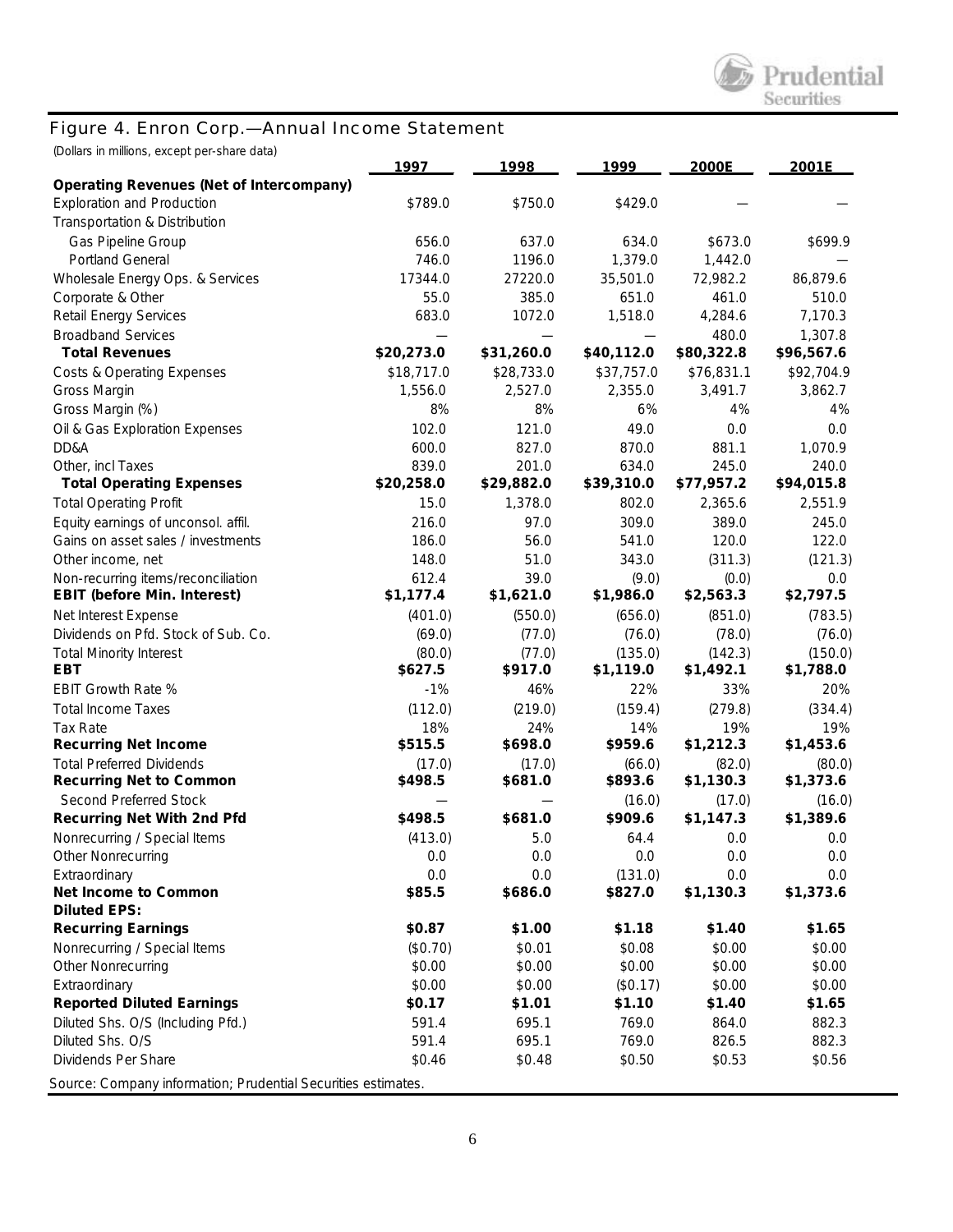## Figure 4. Enron Corp.—Annual Income Statement

(Dollars in millions, except per-share data)

| | 1997 | 1998 | 1999 | 2000E | 2001E |
|---|---|---|---|---|---|
| **Operating Revenues (Net of Intercompany)** | | | | | |
| Exploration and Production | $789.0 | $750.0 | $429.0 | — | — |
| Transportation & Distribution | | | | | |
| Gas Pipeline Group | 656.0 | 637.0 | 634.0 | $673.0 | $699.9 |
| Portland General | 746.0 | 1196.0 | 1,379.0 | 1,442.0 | — |
| Wholesale Energy Ops. & Services | 17344.0 | 27220.0 | 35,501.0 | 72,982.2 | 86,879.6 |
| Corporate & Other | 55.0 | 385.0 | 651.0 | 461.0 | 510.0 |
| Retail Energy Services | 683.0 | 1072.0 | 1,518.0 | 4,284.6 | 7,170.3 |
| Broadband Services | — | — | — | 480.0 | 1,307.8 |
| **Total Revenues** | **$20,273.0** | **$31,260.0** | **$40,112.0** | **$80,322.8** | **$96,567.6** |
| Costs & Operating Expenses | $18,717.0 | $28,733.0 | $37,757.0 | $76,831.1 | $92,704.9 |
| Gross Margin | 1,556.0 | 2,527.0 | 2,355.0 | 3,491.7 | 3,862.7 |
| Gross Margin (%) | 8% | 8% | 6% | 4% | 4% |
| Oil & Gas Exploration Expenses | 102.0 | 121.0 | 49.0 | 0.0 | 0.0 |
| DD&A | 600.0 | 827.0 | 870.0 | 881.1 | 1,070.9 |
| Other, incl Taxes | 839.0 | 201.0 | 634.0 | 245.0 | 240.0 |
| **Total Operating Expenses** | **$20,258.0** | **$29,882.0** | **$39,310.0** | **$77,957.2** | **$94,015.8** |
| Total Operating Profit | 15.0 | 1,378.0 | 802.0 | 2,365.6 | 2,551.9 |
| Equity earnings of unconsol. affil. | 216.0 | 97.0 | 309.0 | 389.0 | 245.0 |
| Gains on asset sales / investments | 186.0 | 56.0 | 541.0 | 120.0 | 122.0 |
| Other income, net | 148.0 | 51.0 | 343.0 | (311.3) | (121.3) |
| Non-recurring items/reconciliation | 612.4 | 39.0 | (9.0) | (0.0) | 0.0 |
| **EBIT (before Min. Interest)** | **$1,177.4** | **$1,621.0** | **$1,986.0** | **$2,563.3** | **$2,797.5** |
| Net Interest Expense | (401.0) | (550.0) | (656.0) | (851.0) | (783.5) |
| Dividends on Pfd. Stock of Sub. Co. | (69.0) | (77.0) | (76.0) | (78.0) | (76.0) |
| Total Minority Interest | (80.0) | (77.0) | (135.0) | (142.3) | (150.0) |
| **EBT** | **$627.5** | **$917.0** | **$1,119.0** | **$1,492.1** | **$1,788.0** |
| EBIT Growth Rate % | -1% | 46% | 22% | 33% | 20% |
| Total Income Taxes | (112.0) | (219.0) | (159.4) | (279.8) | (334.4) |
| Tax Rate | 18% | 24% | 14% | 19% | 19% |
| **Recurring Net Income** | **$515.5** | **$698.0** | **$959.6** | **$1,212.3** | **$1,453.6** |
| Total Preferred Dividends | (17.0) | (17.0) | (66.0) | (82.0) | (80.0) |
| **Recurring Net to Common** | **$498.5** | **$681.0** | **$893.6** | **$1,130.3** | **$1,373.6** |
| Second Preferred Stock | — | — | (16.0) | (17.0) | (16.0) |
| **Recurring Net With 2nd Pfd** | **$498.5** | **$681.0** | **$909.6** | **$1,147.3** | **$1,389.6** |
| Nonrecurring / Special Items | (413.0) | 5.0 | 64.4 | 0.0 | 0.0 |
| Other Nonrecurring | 0.0 | 0.0 | 0.0 | 0.0 | 0.0 |
| Extraordinary | 0.0 | 0.0 | (131.0) | 0.0 | 0.0 |
| **Net Income to Common** | **$85.5** | **$686.0** | **$827.0** | **$1,130.3** | **$1,373.6** |
| **Diluted EPS:** | | | | | |
| **Recurring Earnings** | **$0.87** | **$1.00** | **$1.18** | **$1.40** | **$1.65** |
| Nonrecurring / Special Items | ($0.70) | $0.01 | $0.08 | $0.00 | $0.00 |
| Other Nonrecurring | $0.00 | $0.00 | $0.00 | $0.00 | $0.00 |
| Extraordinary | $0.00 | $0.00 | ($0.17) | $0.00 | $0.00 |
| **Reported Diluted Earnings** | **$0.17** | **$1.01** | **$1.10** | **$1.40** | **$1.65** |
| Diluted Shs. O/S (Including Pfd.) | 591.4 | 695.1 | 769.0 | 864.0 | 882.3 |
| Diluted Shs. O/S | 591.4 | 695.1 | 769.0 | 826.5 | 882.3 |
| Dividends Per Share | $0.46 | $0.48 | $0.50 | $0.53 | $0.56 |

Source: Company information; Prudential Securities estimates.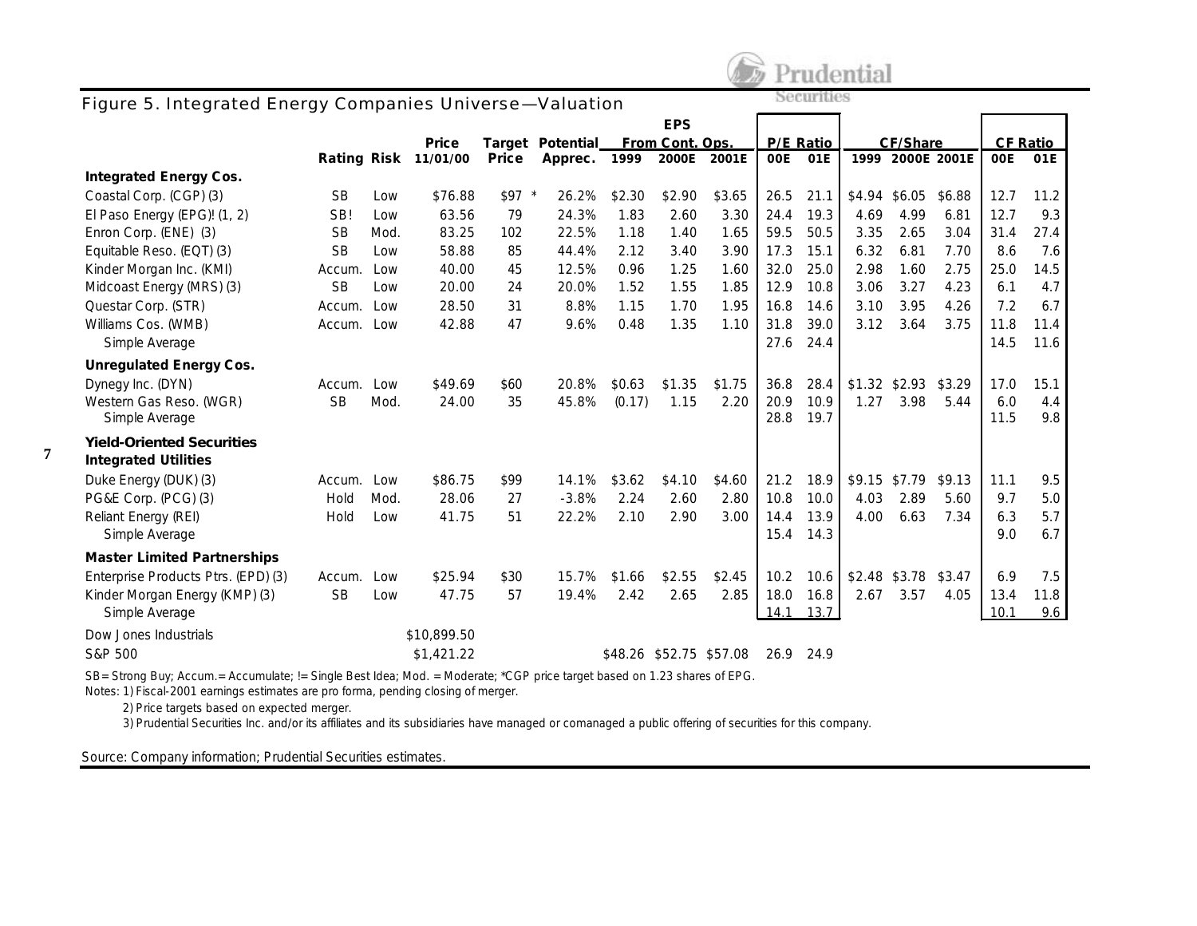## Figure 5. Integrated Energy Companies Universe—Valuation

| | Rating | Risk | Price 11/01/00 | Target Price | Potential Apprec. | EPS From Cont. Ops. 1999 | 2000E | 2001E | P/E Ratio 00E | 01E | CF/Share 1999 | 2000E | 2001E | CF Ratio 00E | 01E |
|---|---|---|---|---|---|---|---|---|---|---|---|---|---|---|---|
| **Integrated Energy Cos.** | | | | | | | | | | | | | | | |
| Coastal Corp. (CGP) (3) | SB | Low | $76.88 | $97 * | 26.2% | $2.30 | $2.90 | $3.65 | 26.5 | 21.1 | $4.94 | $6.05 | $6.88 | 12.7 | 11.2 |
| El Paso Energy (EPG)! (1, 2) | SB! | Low | 63.56 | 79 | 24.3% | 1.83 | 2.60 | 3.30 | 24.4 | 19.3 | 4.69 | 4.99 | 6.81 | 12.7 | 9.3 |
| Enron Corp. (ENE) (3) | SB | Mod. | 83.25 | 102 | 22.5% | 1.18 | 1.40 | 1.65 | 59.5 | 50.5 | 3.35 | 2.65 | 3.04 | 31.4 | 27.4 |
| Equitable Reso. (EQT) (3) | SB | Low | 58.88 | 85 | 44.4% | 2.12 | 3.40 | 3.90 | 17.3 | 15.1 | 6.32 | 6.81 | 7.70 | 8.6 | 7.6 |
| Kinder Morgan Inc. (KMI) | Accum. | Low | 40.00 | 45 | 12.5% | 0.96 | 1.25 | 1.60 | 32.0 | 25.0 | 2.98 | 1.60 | 2.75 | 25.0 | 14.5 |
| Midcoast Energy (MRS) (3) | SB | Low | 20.00 | 24 | 20.0% | 1.52 | 1.55 | 1.85 | 12.9 | 10.8 | 3.06 | 3.27 | 4.23 | 6.1 | 4.7 |
| Questar Corp. (STR) | Accum. | Low | 28.50 | 31 | 8.8% | 1.15 | 1.70 | 1.95 | 16.8 | 14.6 | 3.10 | 3.95 | 4.26 | 7.2 | 6.7 |
| Williams Cos. (WMB) | Accum. | Low | 42.88 | 47 | 9.6% | 0.48 | 1.35 | 1.10 | 31.8 | 39.0 | 3.12 | 3.64 | 3.75 | 11.8 | 11.4 |
| Simple Average | | | | | | | | | 27.6 | 24.4 | | | | 14.5 | 11.6 |
| **Unregulated Energy Cos.** | | | | | | | | | | | | | | | |
| Dynegy Inc. (DYN) | Accum. | Low | $49.69 | $60 | 20.8% | $0.63 | $1.35 | $1.75 | 36.8 | 28.4 | $1.32 | $2.93 | $3.29 | 17.0 | 15.1 |
| Western Gas Reso. (WGR) | SB | Mod. | 24.00 | 35 | 45.8% | (0.17) | 1.15 | 2.20 | 20.9 | 10.9 | 1.27 | 3.98 | 5.44 | 6.0 | 4.4 |
| Simple Average | | | | | | | | | 28.8 | 19.7 | | | | 11.5 | 9.8 |
| **Yield-Oriented Securities** | | | | | | | | | | | | | | | |
| **Integrated Utilities** | | | | | | | | | | | | | | | |
| Duke Energy (DUK) (3) | Accum. | Low | $86.75 | $99 | 14.1% | $3.62 | $4.10 | $4.60 | 21.2 | 18.9 | $9.15 | $7.79 | $9.13 | 11.1 | 9.5 |
| PG&E Corp. (PCG) (3) | Hold | Mod. | 28.06 | 27 | -3.8% | 2.24 | 2.60 | 2.80 | 10.8 | 10.0 | 4.03 | 2.89 | 5.60 | 9.7 | 5.0 |
| Reliant Energy (REI) | Hold | Low | 41.75 | 51 | 22.2% | 2.10 | 2.90 | 3.00 | 14.4 | 13.9 | 4.00 | 6.63 | 7.34 | 6.3 | 5.7 |
| Simple Average | | | | | | | | | 15.4 | 14.3 | | | | 9.0 | 6.7 |
| **Master Limited Partnerships** | | | | | | | | | | | | | | | |
| Enterprise Products Ptrs. (EPD) (3) | Accum. | Low | $25.94 | $30 | 15.7% | $1.66 | $2.55 | $2.45 | 10.2 | 10.6 | $2.48 | $3.78 | $3.47 | 6.9 | 7.5 |
| Kinder Morgan Energy (KMP) (3) | SB | Low | 47.75 | 57 | 19.4% | 2.42 | 2.65 | 2.85 | 18.0 | 16.8 | 2.67 | 3.57 | 4.05 | 13.4 | 11.8 |
| Simple Average | | | | | | | | | 14.1 | 13.7 | | | | 10.1 | 9.6 |
| Dow Jones Industrials | | | $10,899.50 | | | | | | | | | | | | |
| S&P 500 | | | $1,421.22 | | | $48.26 | $52.75 | $57.08 | 26.9 | 24.9 | | | | | |

SB= Strong Buy; Accum.= Accumulate; != Single Best Idea; Mod. = Moderate; *CGP price target based on 1.23 shares of EPG.

Notes: 1) Fiscal-2001 earnings estimates are pro forma, pending closing of merger.

2) Price targets based on expected merger.

3) Prudential Securities Inc. and/or its affiliates and its subsidiaries have managed or comanaged a public offering of securities for this company.

Source: Company information; Prudential Securities estimates.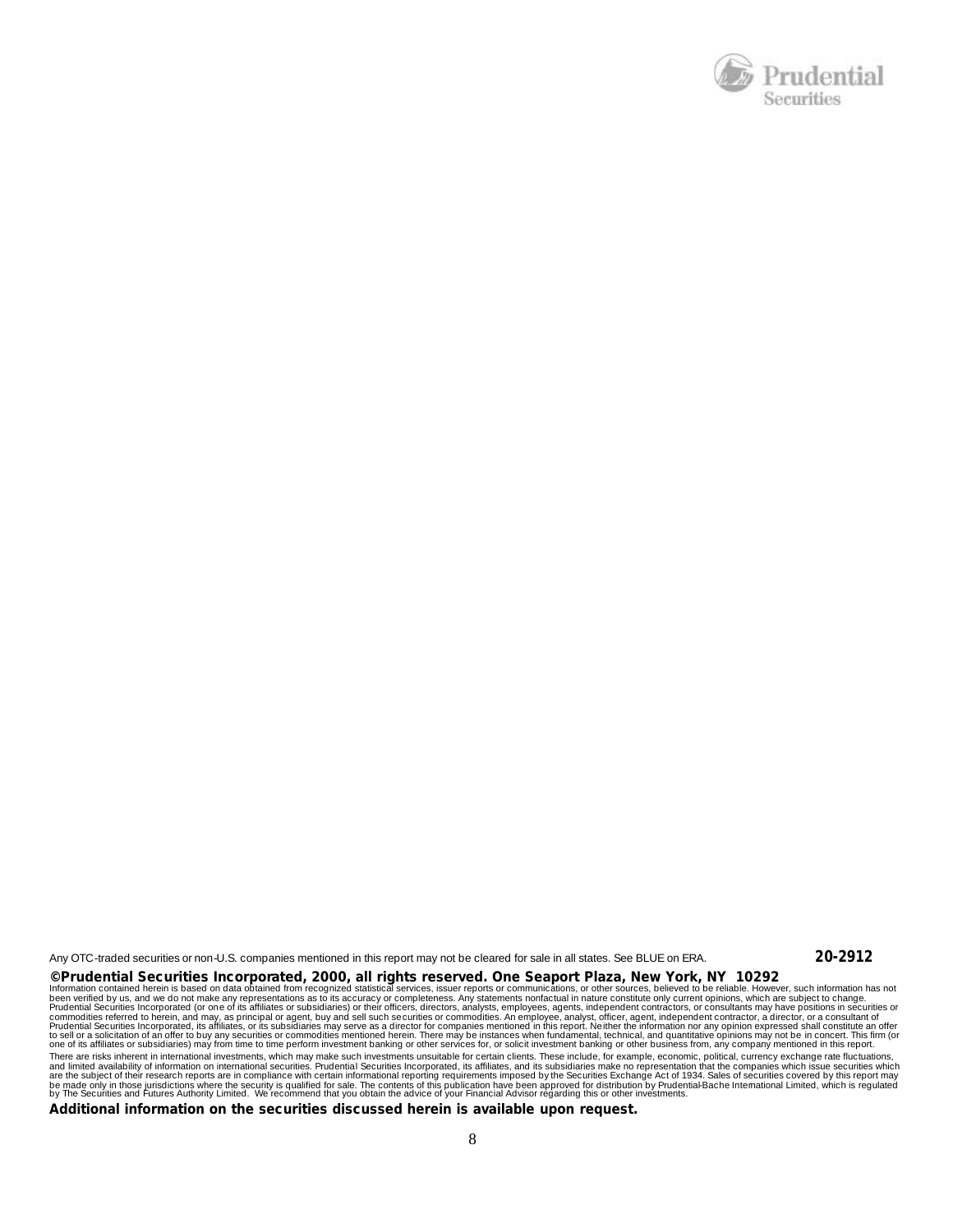Any OTC-traded securities or non-U.S. companies mentioned in this report may not be cleared for sale in all states. See BLUE on ERA.

**20-2912**

**©Prudential Securities Incorporated, 2000, all rights reserved. One Seaport Plaza, New York, NY 10292**

Information contained herein is based on data obtained from recognized statistical services, issuer reports or communications, or other sources, believed to be reliable. However, such information has not been verified by us, and we do not make any representations as to its accuracy or completeness. Any statements nonfactual in nature constitute only current opinions, which are subject to change. Prudential Securities Incorporated (or one of its affiliates or subsidiaries) or their officers, directors, analysts, employees, agents, independent contractors, or consultants may have positions in securities or commodities referred to herein, and may, as principal or agent, buy and sell such securities or commodities. An employee, analyst, officer, agent, independent contractor, a director, or a consultant of Prudential Securities Incorporated, its affiliates, or its subsidiaries may serve as a director for companies mentioned in this report. Neither the information nor any opinion expressed shall constitute an offer to sell or a solicitation of an offer to buy any securities or commodities mentioned herein. There may be instances when fundamental, technical, and quantitative opinions may not be in concert. This firm (or one of its affiliates or subsidiaries) may from time to time perform investment banking or other services for, or solicit investment banking or other business from, any company mentioned in this report.

There are risks inherent in international investments, which may make such investments unsuitable for certain clients. These include, for example, economic, political, currency exchange rate fluctuations, and limited availability of information on international securities. Prudential Securities Incorporated, its affiliates, and its subsidiaries make no representation that the companies which issue securities which are the subject of their research reports are in compliance with certain informational reporting requirements imposed by the Securities Exchange Act of 1934. Sales of securities covered by this report may be made only in those jurisdictions where the security is qualified for sale. The contents of this publication have been approved for distribution by Prudential-Bache International Limited, which is regulated by The Securities and Futures Authority Limited. We recommend that you obtain the advice of your Financial Advisor regarding this or other investments.

**Additional information on the securities discussed herein is available upon request.**